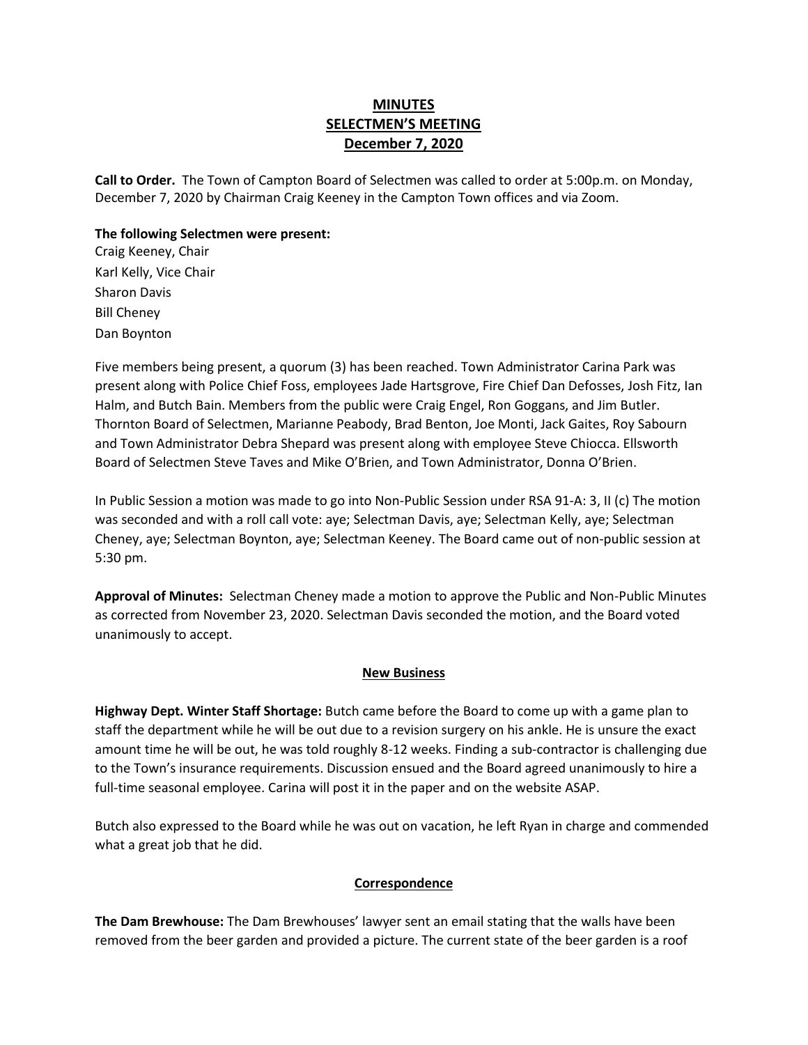# MINUTES
# SELECTMEN'S MEETING
# December 7, 2020

**Call to Order.** The Town of Campton Board of Selectmen was called to order at 5:00p.m. on Monday, December 7, 2020 by Chairman Craig Keeney in the Campton Town offices and via Zoom.

**The following Selectmen were present:**
Craig Keeney, Chair
Karl Kelly, Vice Chair
Sharon Davis
Bill Cheney
Dan Boynton

Five members being present, a quorum (3) has been reached. Town Administrator Carina Park was present along with Police Chief Foss, employees Jade Hartsgrove, Fire Chief Dan Defosses, Josh Fitz, Ian Halm, and Butch Bain. Members from the public were Craig Engel, Ron Goggans, and Jim Butler. Thornton Board of Selectmen, Marianne Peabody, Brad Benton, Joe Monti, Jack Gaites, Roy Sabourn and Town Administrator Debra Shepard was present along with employee Steve Chiocca. Ellsworth Board of Selectmen Steve Taves and Mike O'Brien, and Town Administrator, Donna O'Brien.

In Public Session a motion was made to go into Non-Public Session under RSA 91-A: 3, II (c) The motion was seconded and with a roll call vote: aye; Selectman Davis, aye; Selectman Kelly, aye; Selectman Cheney, aye; Selectman Boynton, aye; Selectman Keeney. The Board came out of non-public session at 5:30 pm.

**Approval of Minutes:** Selectman Cheney made a motion to approve the Public and Non-Public Minutes as corrected from November 23, 2020. Selectman Davis seconded the motion, and the Board voted unanimously to accept.

## New Business

**Highway Dept. Winter Staff Shortage:** Butch came before the Board to come up with a game plan to staff the department while he will be out due to a revision surgery on his ankle. He is unsure the exact amount time he will be out, he was told roughly 8-12 weeks. Finding a sub-contractor is challenging due to the Town's insurance requirements. Discussion ensued and the Board agreed unanimously to hire a full-time seasonal employee. Carina will post it in the paper and on the website ASAP.

Butch also expressed to the Board while he was out on vacation, he left Ryan in charge and commended what a great job that he did.

## Correspondence

**The Dam Brewhouse:** The Dam Brewhouses' lawyer sent an email stating that the walls have been removed from the beer garden and provided a picture. The current state of the beer garden is a roof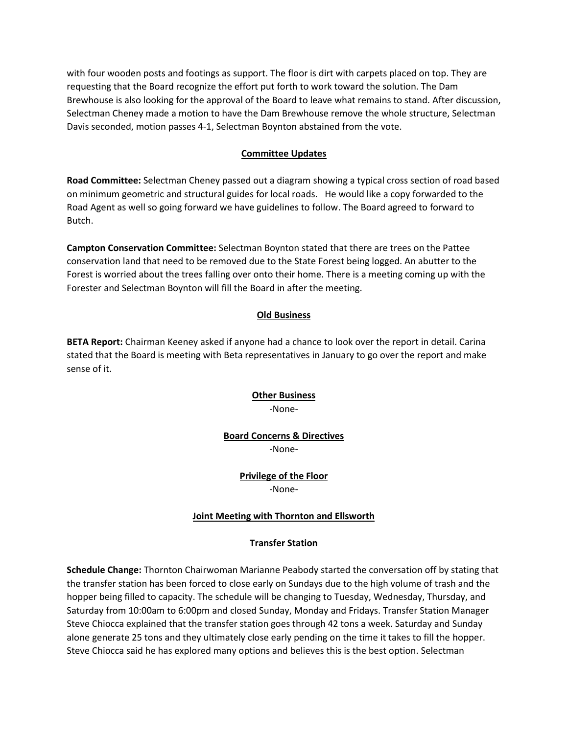with four wooden posts and footings as support. The floor is dirt with carpets placed on top. They are requesting that the Board recognize the effort put forth to work toward the solution. The Dam Brewhouse is also looking for the approval of the Board to leave what remains to stand. After discussion, Selectman Cheney made a motion to have the Dam Brewhouse remove the whole structure, Selectman Davis seconded, motion passes 4-1, Selectman Boynton abstained from the vote.

## Committee Updates

**Road Committee:** Selectman Cheney passed out a diagram showing a typical cross section of road based on minimum geometric and structural guides for local roads. He would like a copy forwarded to the Road Agent as well so going forward we have guidelines to follow. The Board agreed to forward to Butch.

**Campton Conservation Committee:** Selectman Boynton stated that there are trees on the Pattee conservation land that need to be removed due to the State Forest being logged. An abutter to the Forest is worried about the trees falling over onto their home. There is a meeting coming up with the Forester and Selectman Boynton will fill the Board in after the meeting.

## Old Business

**BETA Report:** Chairman Keeney asked if anyone had a chance to look over the report in detail. Carina stated that the Board is meeting with Beta representatives in January to go over the report and make sense of it.

## Other Business

-None-

## Board Concerns & Directives

-None-

## Privilege of the Floor

-None-

## Joint Meeting with Thornton and Ellsworth

### Transfer Station

**Schedule Change:** Thornton Chairwoman Marianne Peabody started the conversation off by stating that the transfer station has been forced to close early on Sundays due to the high volume of trash and the hopper being filled to capacity. The schedule will be changing to Tuesday, Wednesday, Thursday, and Saturday from 10:00am to 6:00pm and closed Sunday, Monday and Fridays. Transfer Station Manager Steve Chiocca explained that the transfer station goes through 42 tons a week. Saturday and Sunday alone generate 25 tons and they ultimately close early pending on the time it takes to fill the hopper. Steve Chiocca said he has explored many options and believes this is the best option. Selectman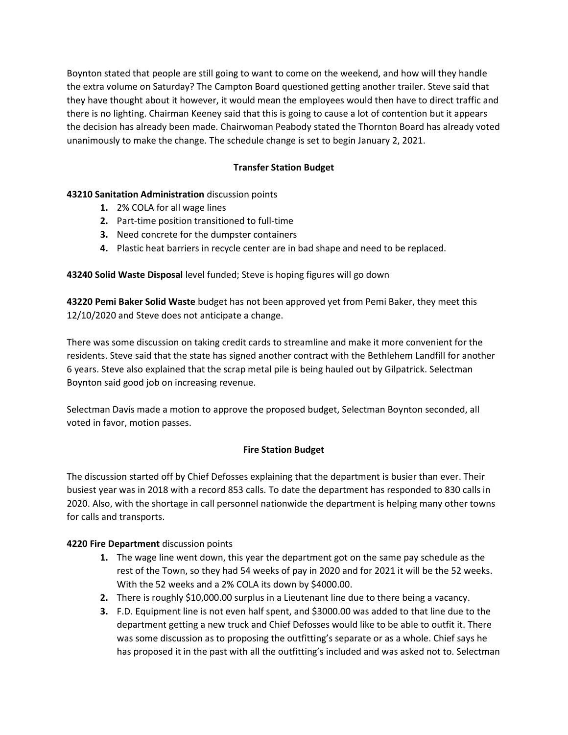Boynton stated that people are still going to want to come on the weekend, and how will they handle the extra volume on Saturday? The Campton Board questioned getting another trailer. Steve said that they have thought about it however, it would mean the employees would then have to direct traffic and there is no lighting. Chairman Keeney said that this is going to cause a lot of contention but it appears the decision has already been made. Chairwoman Peabody stated the Thornton Board has already voted unanimously to make the change. The schedule change is set to begin January 2, 2021.

### Transfer Station Budget

**43210 Sanitation Administration** discussion points

1. 2% COLA for all wage lines
2. Part-time position transitioned to full-time
3. Need concrete for the dumpster containers
4. Plastic heat barriers in recycle center are in bad shape and need to be replaced.

**43240 Solid Waste Disposal** level funded; Steve is hoping figures will go down

**43220 Pemi Baker Solid Waste** budget has not been approved yet from Pemi Baker, they meet this 12/10/2020 and Steve does not anticipate a change.

There was some discussion on taking credit cards to streamline and make it more convenient for the residents. Steve said that the state has signed another contract with the Bethlehem Landfill for another 6 years. Steve also explained that the scrap metal pile is being hauled out by Gilpatrick. Selectman Boynton said good job on increasing revenue.

Selectman Davis made a motion to approve the proposed budget, Selectman Boynton seconded, all voted in favor, motion passes.

### Fire Station Budget

The discussion started off by Chief Defosses explaining that the department is busier than ever. Their busiest year was in 2018 with a record 853 calls. To date the department has responded to 830 calls in 2020. Also, with the shortage in call personnel nationwide the department is helping many other towns for calls and transports.

**4220 Fire Department** discussion points

1. The wage line went down, this year the department got on the same pay schedule as the rest of the Town, so they had 54 weeks of pay in 2020 and for 2021 it will be the 52 weeks. With the 52 weeks and a 2% COLA its down by $4000.00.
2. There is roughly $10,000.00 surplus in a Lieutenant line due to there being a vacancy.
3. F.D. Equipment line is not even half spent, and $3000.00 was added to that line due to the department getting a new truck and Chief Defosses would like to be able to outfit it. There was some discussion as to proposing the outfitting's separate or as a whole. Chief says he has proposed it in the past with all the outfitting's included and was asked not to. Selectman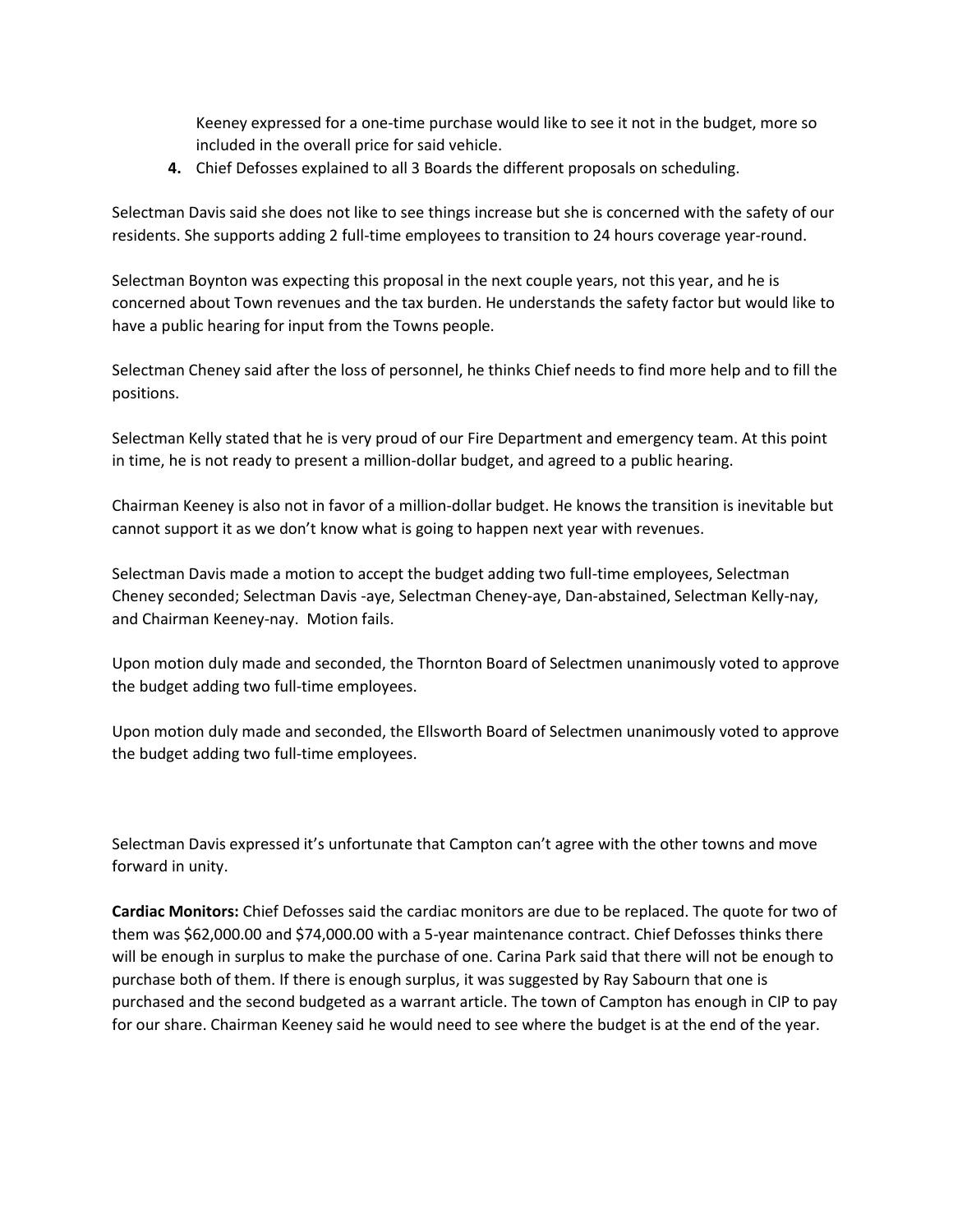Keeney expressed for a one-time purchase would like to see it not in the budget, more so included in the overall price for said vehicle.

4. Chief Defosses explained to all 3 Boards the different proposals on scheduling.

Selectman Davis said she does not like to see things increase but she is concerned with the safety of our residents. She supports adding 2 full-time employees to transition to 24 hours coverage year-round.

Selectman Boynton was expecting this proposal in the next couple years, not this year, and he is concerned about Town revenues and the tax burden. He understands the safety factor but would like to have a public hearing for input from the Towns people.

Selectman Cheney said after the loss of personnel, he thinks Chief needs to find more help and to fill the positions.

Selectman Kelly stated that he is very proud of our Fire Department and emergency team. At this point in time, he is not ready to present a million-dollar budget, and agreed to a public hearing.

Chairman Keeney is also not in favor of a million-dollar budget. He knows the transition is inevitable but cannot support it as we don't know what is going to happen next year with revenues.

Selectman Davis made a motion to accept the budget adding two full-time employees, Selectman Cheney seconded; Selectman Davis -aye, Selectman Cheney-aye, Dan-abstained, Selectman Kelly-nay, and Chairman Keeney-nay. Motion fails.

Upon motion duly made and seconded, the Thornton Board of Selectmen unanimously voted to approve the budget adding two full-time employees.

Upon motion duly made and seconded, the Ellsworth Board of Selectmen unanimously voted to approve the budget adding two full-time employees.

Selectman Davis expressed it's unfortunate that Campton can't agree with the other towns and move forward in unity.

**Cardiac Monitors:** Chief Defosses said the cardiac monitors are due to be replaced. The quote for two of them was $62,000.00 and $74,000.00 with a 5-year maintenance contract. Chief Defosses thinks there will be enough in surplus to make the purchase of one. Carina Park said that there will not be enough to purchase both of them. If there is enough surplus, it was suggested by Ray Sabourn that one is purchased and the second budgeted as a warrant article. The town of Campton has enough in CIP to pay for our share. Chairman Keeney said he would need to see where the budget is at the end of the year.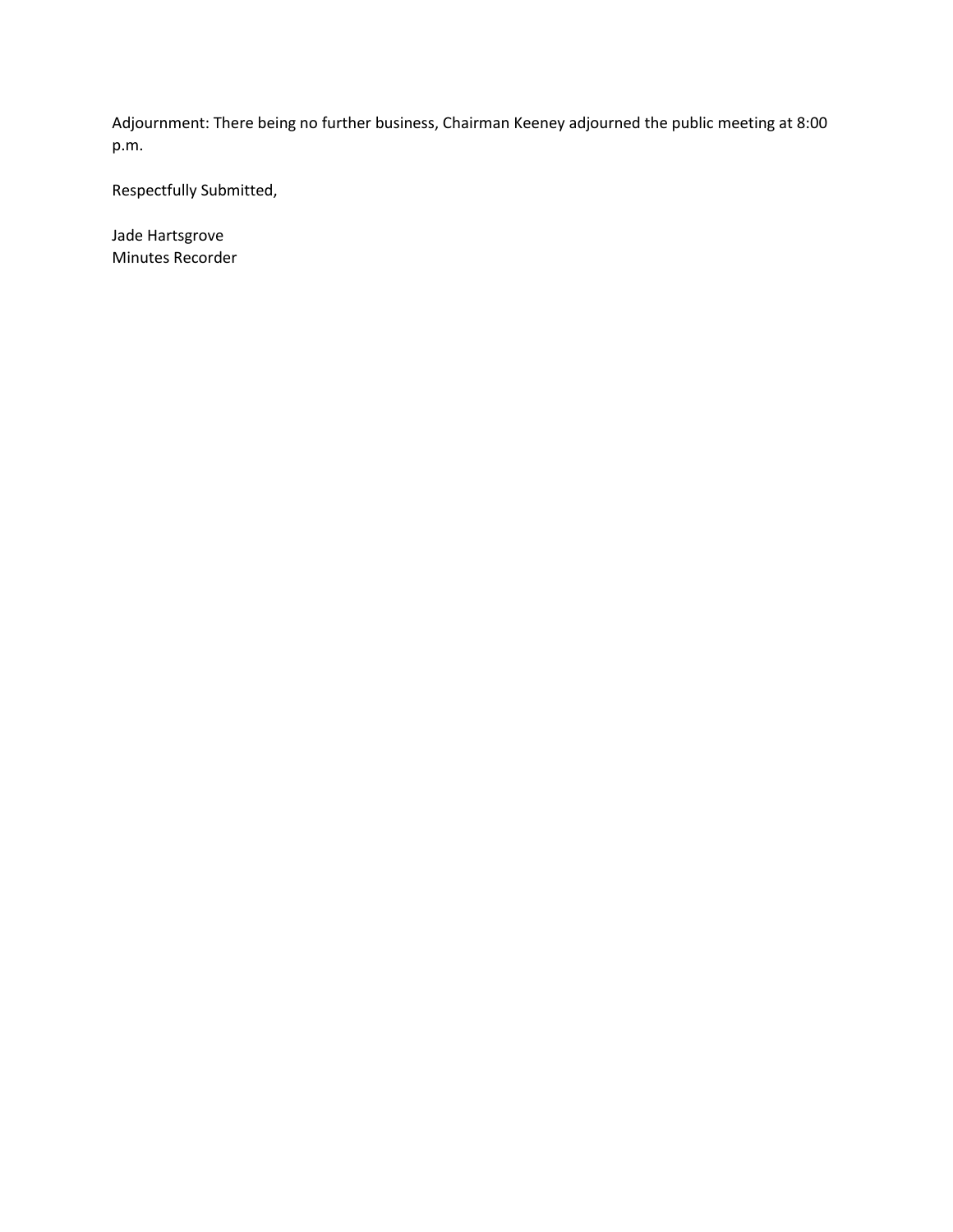Adjournment: There being no further business, Chairman Keeney adjourned the public meeting at 8:00 p.m.

Respectfully Submitted,

Jade Hartsgrove
Minutes Recorder